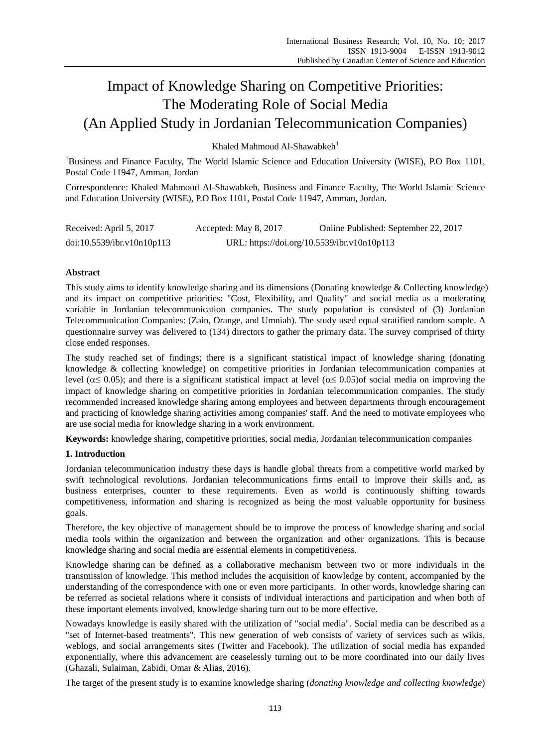# Impact of Knowledge Sharing on Competitive Priorities: The Moderating Role of Social Media (An Applied Study in Jordanian Telecommunication Companies)

Khaled Mahmoud Al-Shawabkeh[1]

[1]Business and Finance Faculty, The World Islamic Science and Education University (WISE), P.O Box 1101, Postal Code 11947, Amman, Jordan

Correspondence: Khaled Mahmoud Al-Shawabkeh, Business and Finance Faculty, The World Islamic Science and Education University (WISE), P.O Box 1101, Postal Code 11947, Amman, Jordan.

Received: April 5, 2017 Accepted: May 8, 2017 Online Published: September 22, 2017

doi:10.5539/ibr.v10n10p113 URL: https://doi.org/10.5539/ibr.v10n10p113

## Abstract

This study aims to identify knowledge sharing and its dimensions (Donating knowledge & Collecting knowledge) and its impact on competitive priorities: "Cost, Flexibility, and Quality" and social media as a moderating variable in Jordanian telecommunication companies. The study population is consisted of (3) Jordanian Telecommunication Companies: (Zain, Orange, and Umniah). The study used equal stratified random sample. A questionnaire survey was delivered to (134) directors to gather the primary data. The survey comprised of thirty close ended responses.

The study reached set of findings; there is a significant statistical impact of knowledge sharing (donating knowledge & collecting knowledge) on competitive priorities in Jordanian telecommunication companies at level ($\alpha \leq 0.05$); and there is a significant statistical impact at level ($\alpha \leq 0.05$)of social media on improving the impact of knowledge sharing on competitive priorities in Jordanian telecommunication companies. The study recommended increased knowledge sharing among employees and between departments through encouragement and practicing of knowledge sharing activities among companies' staff. And the need to motivate employees who are use social media for knowledge sharing in a work environment.

**Keywords:** knowledge sharing, competitive priorities, social media, Jordanian telecommunication companies

## 1. Introduction

Jordanian telecommunication industry these days is handle global threats from a competitive world marked by swift technological revolutions. Jordanian telecommunications firms entail to improve their skills and, as business enterprises, counter to these requirements. Even as world is continuously shifting towards competitiveness, information and sharing is recognized as being the most valuable opportunity for business goals.

Therefore, the key objective of management should be to improve the process of knowledge sharing and social media tools within the organization and between the organization and other organizations. This is because knowledge sharing and social media are essential elements in competitiveness.

Knowledge sharing can be defined as a collaborative mechanism between two or more individuals in the transmission of knowledge. This method includes the acquisition of knowledge by content, accompanied by the understanding of the correspondence with one or even more participants. In other words, knowledge sharing can be referred as societal relations where it consists of individual interactions and participation and when both of these important elements involved, knowledge sharing turn out to be more effective.

Nowadays knowledge is easily shared with the utilization of "social media". Social media can be described as a "set of Internet-based treatments". This new generation of web consists of variety of services such as wikis, weblogs, and social arrangements sites (Twitter and Facebook). The utilization of social media has expanded exponentially, where this advancement are ceaselessly turning out to be more coordinated into our daily lives (Ghazali, Sulaiman, Zabidi, Omar & Alias, 2016).

The target of the present study is to examine knowledge sharing (*donating knowledge and collecting knowledge*)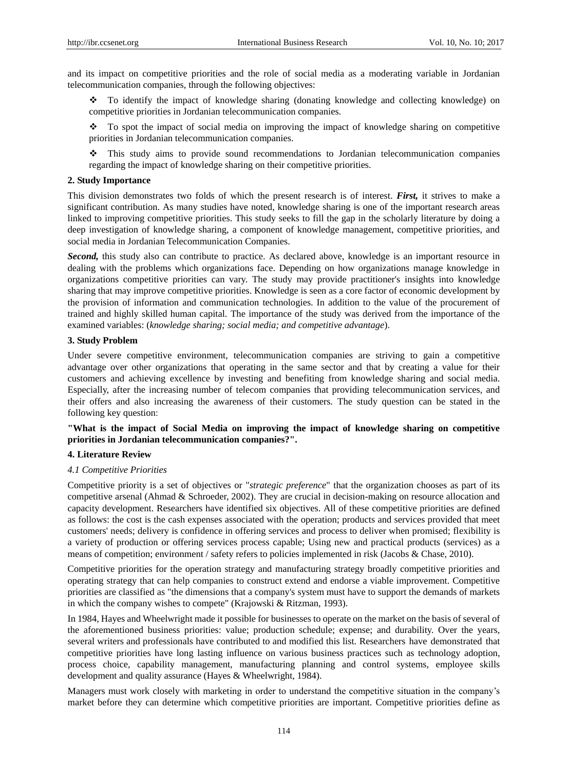and its impact on competitive priorities and the role of social media as a moderating variable in Jordanian telecommunication companies, through the following objectives:

- To identify the impact of knowledge sharing (donating knowledge and collecting knowledge) on competitive priorities in Jordanian telecommunication companies.
- To spot the impact of social media on improving the impact of knowledge sharing on competitive priorities in Jordanian telecommunication companies.
- This study aims to provide sound recommendations to Jordanian telecommunication companies regarding the impact of knowledge sharing on their competitive priorities.

## 2. Study Importance

This division demonstrates two folds of which the present research is of interest. ***First,*** it strives to make a significant contribution. As many studies have noted, knowledge sharing is one of the important research areas linked to improving competitive priorities. This study seeks to fill the gap in the scholarly literature by doing a deep investigation of knowledge sharing, a component of knowledge management, competitive priorities, and social media in Jordanian Telecommunication Companies.

***Second,*** this study also can contribute to practice. As declared above, knowledge is an important resource in dealing with the problems which organizations face. Depending on how organizations manage knowledge in organizations competitive priorities can vary. The study may provide practitioner's insights into knowledge sharing that may improve competitive priorities. Knowledge is seen as a core factor of economic development by the provision of information and communication technologies. In addition to the value of the procurement of trained and highly skilled human capital. The importance of the study was derived from the importance of the examined variables: (*knowledge sharing; social media; and competitive advantage*).

## 3. Study Problem

Under severe competitive environment, telecommunication companies are striving to gain a competitive advantage over other organizations that operating in the same sector and that by creating a value for their customers and achieving excellence by investing and benefiting from knowledge sharing and social media. Especially, after the increasing number of telecom companies that providing telecommunication services, and their offers and also increasing the awareness of their customers. The study question can be stated in the following key question:

**"What is the impact of Social Media on improving the impact of knowledge sharing on competitive priorities in Jordanian telecommunication companies?".**

## 4. Literature Review

### *4.1 Competitive Priorities*

Competitive priority is a set of objectives or "*strategic preference*" that the organization chooses as part of its competitive arsenal (Ahmad & Schroeder, 2002). They are crucial in decision-making on resource allocation and capacity development. Researchers have identified six objectives. All of these competitive priorities are defined as follows: the cost is the cash expenses associated with the operation; products and services provided that meet customers' needs; delivery is confidence in offering services and process to deliver when promised; flexibility is a variety of production or offering services process capable; Using new and practical products (services) as a means of competition; environment / safety refers to policies implemented in risk (Jacobs & Chase, 2010).

Competitive priorities for the operation strategy and manufacturing strategy broadly competitive priorities and operating strategy that can help companies to construct extend and endorse a viable improvement. Competitive priorities are classified as "the dimensions that a company's system must have to support the demands of markets in which the company wishes to compete" (Krajowski & Ritzman, 1993).

In 1984, Hayes and Wheelwright made it possible for businesses to operate on the market on the basis of several of the aforementioned business priorities: value; production schedule; expense; and durability. Over the years, several writers and professionals have contributed to and modified this list. Researchers have demonstrated that competitive priorities have long lasting influence on various business practices such as technology adoption, process choice, capability management, manufacturing planning and control systems, employee skills development and quality assurance (Hayes & Wheelwright, 1984).

Managers must work closely with marketing in order to understand the competitive situation in the company's market before they can determine which competitive priorities are important. Competitive priorities define as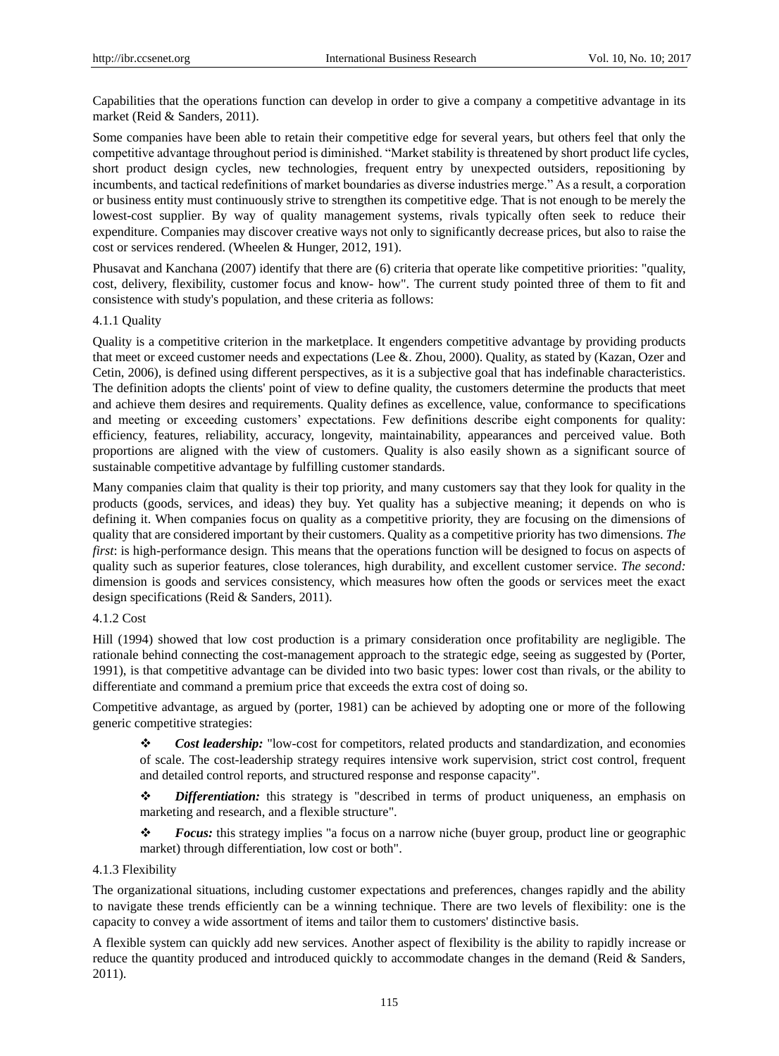Capabilities that the operations function can develop in order to give a company a competitive advantage in its market (Reid & Sanders, 2011).

Some companies have been able to retain their competitive edge for several years, but others feel that only the competitive advantage throughout period is diminished. "Market stability is threatened by short product life cycles, short product design cycles, new technologies, frequent entry by unexpected outsiders, repositioning by incumbents, and tactical redefinitions of market boundaries as diverse industries merge." As a result, a corporation or business entity must continuously strive to strengthen its competitive edge. That is not enough to be merely the lowest-cost supplier. By way of quality management systems, rivals typically often seek to reduce their expenditure. Companies may discover creative ways not only to significantly decrease prices, but also to raise the cost or services rendered. (Wheelen & Hunger, 2012, 191).

Phusavat and Kanchana (2007) identify that there are (6) criteria that operate like competitive priorities: "quality, cost, delivery, flexibility, customer focus and know- how". The current study pointed three of them to fit and consistence with study's population, and these criteria as follows:

#### 4.1.1 Quality

Quality is a competitive criterion in the marketplace. It engenders competitive advantage by providing products that meet or exceed customer needs and expectations (Lee &. Zhou, 2000). Quality, as stated by (Kazan, Ozer and Cetin, 2006), is defined using different perspectives, as it is a subjective goal that has indefinable characteristics. The definition adopts the clients' point of view to define quality, the customers determine the products that meet and achieve them desires and requirements. Quality defines as excellence, value, conformance to specifications and meeting or exceeding customers' expectations. Few definitions describe eight components for quality: efficiency, features, reliability, accuracy, longevity, maintainability, appearances and perceived value. Both proportions are aligned with the view of customers. Quality is also easily shown as a significant source of sustainable competitive advantage by fulfilling customer standards.

Many companies claim that quality is their top priority, and many customers say that they look for quality in the products (goods, services, and ideas) they buy. Yet quality has a subjective meaning; it depends on who is defining it. When companies focus on quality as a competitive priority, they are focusing on the dimensions of quality that are considered important by their customers. Quality as a competitive priority has two dimensions. *The first*: is high-performance design. This means that the operations function will be designed to focus on aspects of quality such as superior features, close tolerances, high durability, and excellent customer service. *The second:* dimension is goods and services consistency, which measures how often the goods or services meet the exact design specifications (Reid & Sanders, 2011).

#### 4.1.2 Cost

Hill (1994) showed that low cost production is a primary consideration once profitability are negligible. The rationale behind connecting the cost-management approach to the strategic edge, seeing as suggested by (Porter, 1991), is that competitive advantage can be divided into two basic types: lower cost than rivals, or the ability to differentiate and command a premium price that exceeds the extra cost of doing so.

Competitive advantage, as argued by (porter, 1981) can be achieved by adopting one or more of the following generic competitive strategies:

- ***Cost leadership:*** "low-cost for competitors, related products and standardization, and economies of scale. The cost-leadership strategy requires intensive work supervision, strict cost control, frequent and detailed control reports, and structured response and response capacity".
- ***Differentiation:*** this strategy is "described in terms of product uniqueness, an emphasis on marketing and research, and a flexible structure".
- ***Focus:*** this strategy implies "a focus on a narrow niche (buyer group, product line or geographic market) through differentiation, low cost or both".

#### 4.1.3 Flexibility

The organizational situations, including customer expectations and preferences, changes rapidly and the ability to navigate these trends efficiently can be a winning technique. There are two levels of flexibility: one is the capacity to convey a wide assortment of items and tailor them to customers' distinctive basis.

A flexible system can quickly add new services. Another aspect of flexibility is the ability to rapidly increase or reduce the quantity produced and introduced quickly to accommodate changes in the demand (Reid & Sanders, 2011).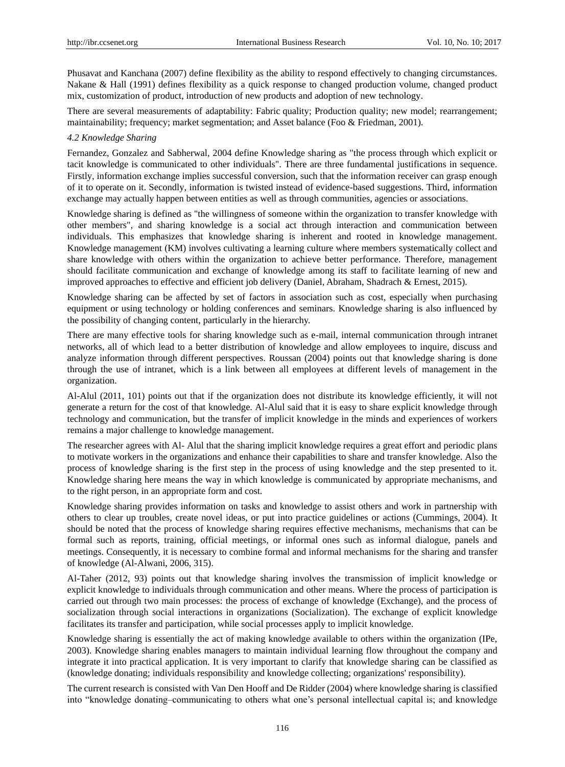Phusavat and Kanchana (2007) define flexibility as the ability to respond effectively to changing circumstances. Nakane & Hall (1991) defines flexibility as a quick response to changed production volume, changed product mix, customization of product, introduction of new products and adoption of new technology.

There are several measurements of adaptability: Fabric quality; Production quality; new model; rearrangement; maintainability; frequency; market segmentation; and Asset balance (Foo & Friedman, 2001).

*4.2 Knowledge Sharing*

Fernandez, Gonzalez and Sabherwal, 2004 define Knowledge sharing as "the process through which explicit or tacit knowledge is communicated to other individuals". There are three fundamental justifications in sequence. Firstly, information exchange implies successful conversion, such that the information receiver can grasp enough of it to operate on it. Secondly, information is twisted instead of evidence-based suggestions. Third, information exchange may actually happen between entities as well as through communities, agencies or associations.

Knowledge sharing is defined as "the willingness of someone within the organization to transfer knowledge with other members", and sharing knowledge is a social act through interaction and communication between individuals. This emphasizes that knowledge sharing is inherent and rooted in knowledge management. Knowledge management (KM) involves cultivating a learning culture where members systematically collect and share knowledge with others within the organization to achieve better performance. Therefore, management should facilitate communication and exchange of knowledge among its staff to facilitate learning of new and improved approaches to effective and efficient job delivery (Daniel, Abraham, Shadrach & Ernest, 2015).

Knowledge sharing can be affected by set of factors in association such as cost, especially when purchasing equipment or using technology or holding conferences and seminars. Knowledge sharing is also influenced by the possibility of changing content, particularly in the hierarchy.

There are many effective tools for sharing knowledge such as e-mail, internal communication through intranet networks, all of which lead to a better distribution of knowledge and allow employees to inquire, discuss and analyze information through different perspectives. Roussan (2004) points out that knowledge sharing is done through the use of intranet, which is a link between all employees at different levels of management in the organization.

Al-Alul (2011, 101) points out that if the organization does not distribute its knowledge efficiently, it will not generate a return for the cost of that knowledge. Al-Alul said that it is easy to share explicit knowledge through technology and communication, but the transfer of implicit knowledge in the minds and experiences of workers remains a major challenge to knowledge management.

The researcher agrees with Al- Alul that the sharing implicit knowledge requires a great effort and periodic plans to motivate workers in the organizations and enhance their capabilities to share and transfer knowledge. Also the process of knowledge sharing is the first step in the process of using knowledge and the step presented to it. Knowledge sharing here means the way in which knowledge is communicated by appropriate mechanisms, and to the right person, in an appropriate form and cost.

Knowledge sharing provides information on tasks and knowledge to assist others and work in partnership with others to clear up troubles, create novel ideas, or put into practice guidelines or actions (Cummings, 2004). It should be noted that the process of knowledge sharing requires effective mechanisms, mechanisms that can be formal such as reports, training, official meetings, or informal ones such as informal dialogue, panels and meetings. Consequently, it is necessary to combine formal and informal mechanisms for the sharing and transfer of knowledge (Al-Alwani, 2006, 315).

Al-Taher (2012, 93) points out that knowledge sharing involves the transmission of implicit knowledge or explicit knowledge to individuals through communication and other means. Where the process of participation is carried out through two main processes: the process of exchange of knowledge (Exchange), and the process of socialization through social interactions in organizations (Socialization). The exchange of explicit knowledge facilitates its transfer and participation, while social processes apply to implicit knowledge.

Knowledge sharing is essentially the act of making knowledge available to others within the organization (IPe, 2003). Knowledge sharing enables managers to maintain individual learning flow throughout the company and integrate it into practical application. It is very important to clarify that knowledge sharing can be classified as (knowledge donating; individuals responsibility and knowledge collecting; organizations' responsibility).

The current research is consisted with Van Den Hooff and De Ridder (2004) where knowledge sharing is classified into "knowledge donating–communicating to others what one's personal intellectual capital is; and knowledge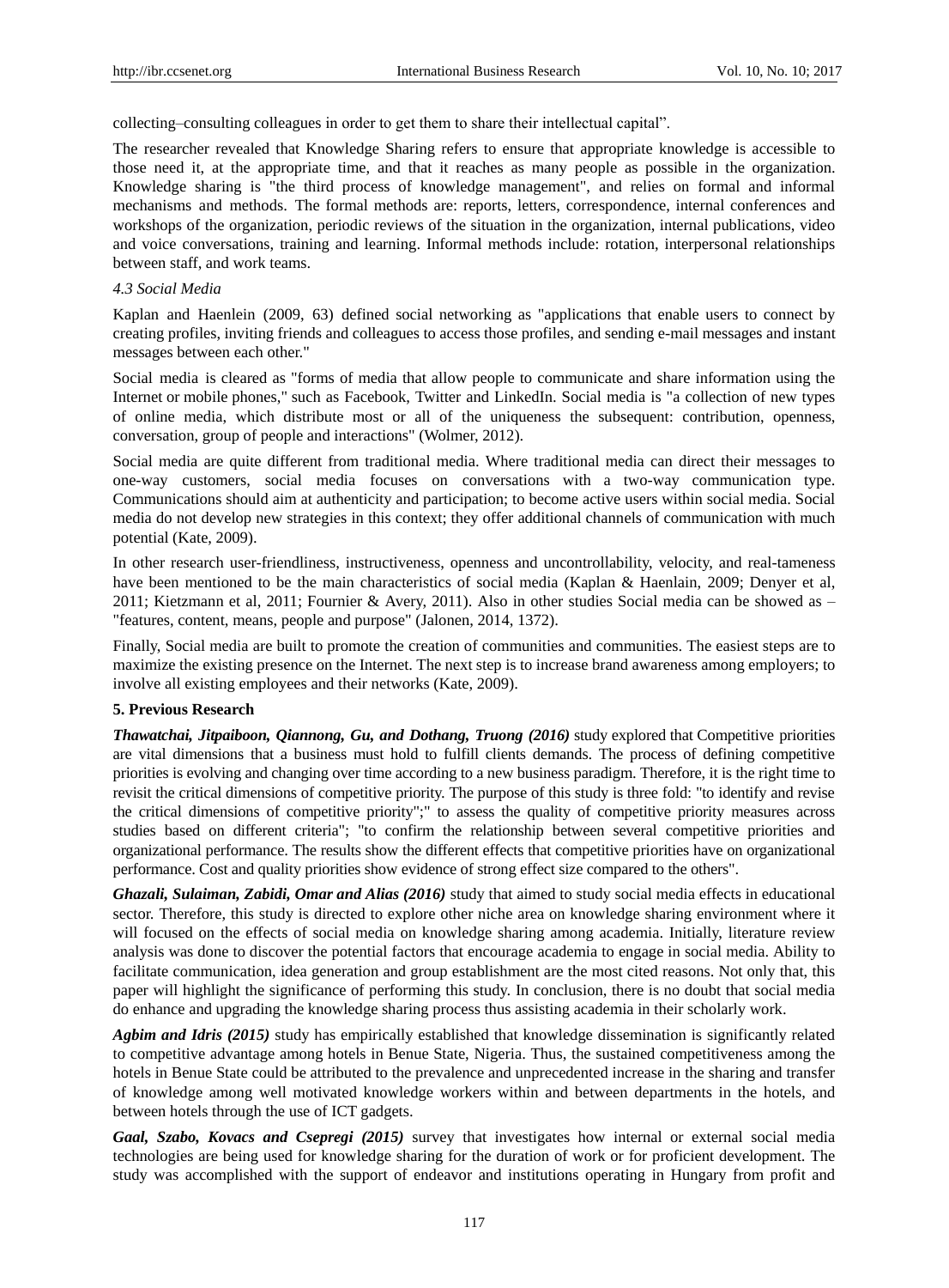collecting–consulting colleagues in order to get them to share their intellectual capital".

The researcher revealed that Knowledge Sharing refers to ensure that appropriate knowledge is accessible to those need it, at the appropriate time, and that it reaches as many people as possible in the organization. Knowledge sharing is "the third process of knowledge management", and relies on formal and informal mechanisms and methods. The formal methods are: reports, letters, correspondence, internal conferences and workshops of the organization, periodic reviews of the situation in the organization, internal publications, video and voice conversations, training and learning. Informal methods include: rotation, interpersonal relationships between staff, and work teams.

### *4.3 Social Media*

Kaplan and Haenlein (2009, 63) defined social networking as "applications that enable users to connect by creating profiles, inviting friends and colleagues to access those profiles, and sending e-mail messages and instant messages between each other."

Social media is cleared as "forms of media that allow people to communicate and share information using the Internet or mobile phones," such as Facebook, Twitter and LinkedIn. Social media is "a collection of new types of online media, which distribute most or all of the uniqueness the subsequent: contribution, openness, conversation, group of people and interactions" (Wolmer, 2012).

Social media are quite different from traditional media. Where traditional media can direct their messages to one-way customers, social media focuses on conversations with a two-way communication type. Communications should aim at authenticity and participation; to become active users within social media. Social media do not develop new strategies in this context; they offer additional channels of communication with much potential (Kate, 2009).

In other research user-friendliness, instructiveness, openness and uncontrollability, velocity, and real-tameness have been mentioned to be the main characteristics of social media (Kaplan & Haenlain, 2009; Denyer et al, 2011; Kietzmann et al, 2011; Fournier & Avery, 2011). Also in other studies Social media can be showed as – "features, content, means, people and purpose" (Jalonen, 2014, 1372).

Finally, Social media are built to promote the creation of communities and communities. The easiest steps are to maximize the existing presence on the Internet. The next step is to increase brand awareness among employers; to involve all existing employees and their networks (Kate, 2009).

## **5. Previous Research**

***Thawatchai, Jitpaiboon, Qiannong, Gu, and Dothang, Truong (2016)*** study explored that Competitive priorities are vital dimensions that a business must hold to fulfill clients demands. The process of defining competitive priorities is evolving and changing over time according to a new business paradigm. Therefore, it is the right time to revisit the critical dimensions of competitive priority. The purpose of this study is three fold: "to identify and revise the critical dimensions of competitive priority";" to assess the quality of competitive priority measures across studies based on different criteria"; "to confirm the relationship between several competitive priorities and organizational performance. The results show the different effects that competitive priorities have on organizational performance. Cost and quality priorities show evidence of strong effect size compared to the others".

***Ghazali, Sulaiman, Zabidi, Omar and Alias (2016)*** study that aimed to study social media effects in educational sector. Therefore, this study is directed to explore other niche area on knowledge sharing environment where it will focused on the effects of social media on knowledge sharing among academia. Initially, literature review analysis was done to discover the potential factors that encourage academia to engage in social media. Ability to facilitate communication, idea generation and group establishment are the most cited reasons. Not only that, this paper will highlight the significance of performing this study. In conclusion, there is no doubt that social media do enhance and upgrading the knowledge sharing process thus assisting academia in their scholarly work.

***Agbim and Idris (2015)*** study has empirically established that knowledge dissemination is significantly related to competitive advantage among hotels in Benue State, Nigeria. Thus, the sustained competitiveness among the hotels in Benue State could be attributed to the prevalence and unprecedented increase in the sharing and transfer of knowledge among well motivated knowledge workers within and between departments in the hotels, and between hotels through the use of ICT gadgets.

***Gaal, Szabo, Kovacs and Csepregi (2015)*** survey that investigates how internal or external social media technologies are being used for knowledge sharing for the duration of work or for proficient development. The study was accomplished with the support of endeavor and institutions operating in Hungary from profit and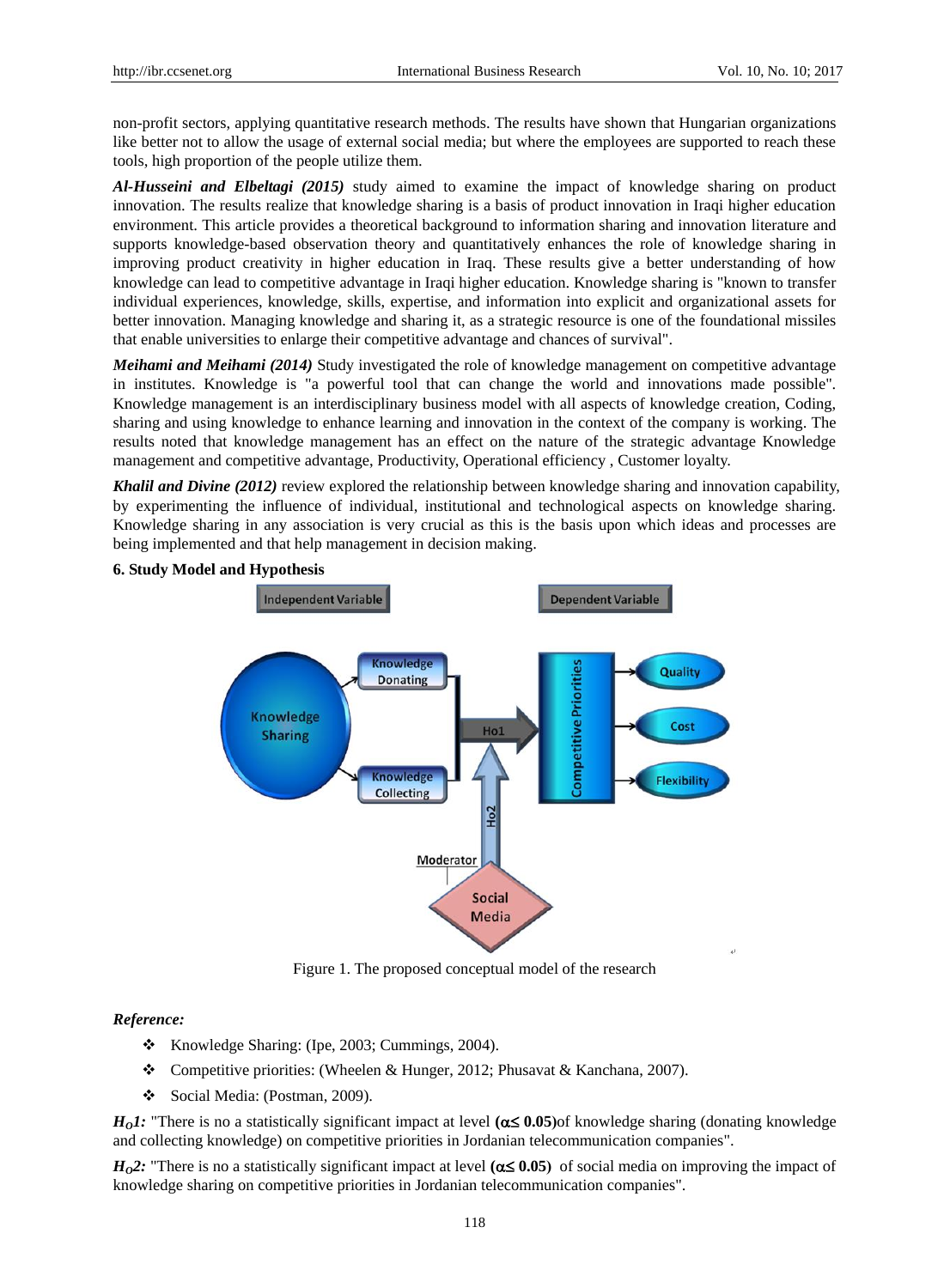non-profit sectors, applying quantitative research methods. The results have shown that Hungarian organizations like better not to allow the usage of external social media; but where the employees are supported to reach these tools, high proportion of the people utilize them.

***Al-Husseini and Elbeltagi (2015)*** study aimed to examine the impact of knowledge sharing on product innovation. The results realize that knowledge sharing is a basis of product innovation in Iraqi higher education environment. This article provides a theoretical background to information sharing and innovation literature and supports knowledge-based observation theory and quantitatively enhances the role of knowledge sharing in improving product creativity in higher education in Iraq. These results give a better understanding of how knowledge can lead to competitive advantage in Iraqi higher education. Knowledge sharing is "known to transfer individual experiences, knowledge, skills, expertise, and information into explicit and organizational assets for better innovation. Managing knowledge and sharing it, as a strategic resource is one of the foundational missiles that enable universities to enlarge their competitive advantage and chances of survival".

***Meihami and Meihami (2014)*** Study investigated the role of knowledge management on competitive advantage in institutes. Knowledge is "a powerful tool that can change the world and innovations made possible". Knowledge management is an interdisciplinary business model with all aspects of knowledge creation, Coding, sharing and using knowledge to enhance learning and innovation in the context of the company is working. The results noted that knowledge management has an effect on the nature of the strategic advantage Knowledge management and competitive advantage, Productivity, Operational efficiency , Customer loyalty.

***Khalil and Divine (2012)*** review explored the relationship between knowledge sharing and innovation capability, by experimenting the influence of individual, institutional and technological aspects on knowledge sharing. Knowledge sharing in any association is very crucial as this is the basis upon which ideas and processes are being implemented and that help management in decision making.

## 6. Study Model and Hypothesis

Figure 1. The proposed conceptual model of the research

***Reference:***

- Knowledge Sharing: (Ipe, 2003; Cummings, 2004).
- Competitive priorities: (Wheelen & Hunger, 2012; Phusavat & Kanchana, 2007).
- Social Media: (Postman, 2009).

***$H_O1$:*** "There is no a statistically significant impact at level **($\alpha \leq 0.05$)** of knowledge sharing (donating knowledge and collecting knowledge) on competitive priorities in Jordanian telecommunication companies".

***$H_O2$:*** "There is no a statistically significant impact at level **($\alpha \leq 0.05$)** of social media on improving the impact of knowledge sharing on competitive priorities in Jordanian telecommunication companies".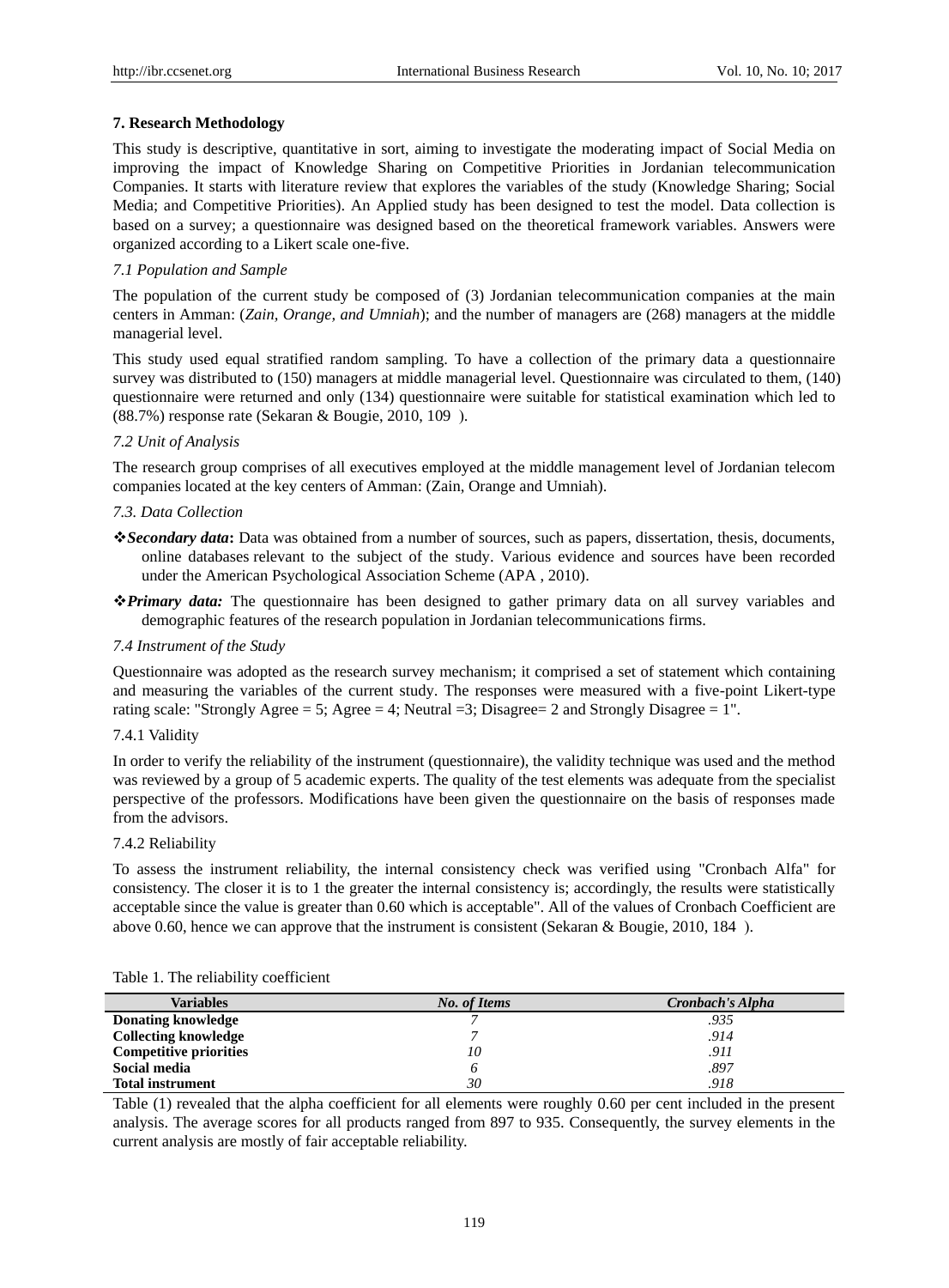## 7. Research Methodology

This study is descriptive, quantitative in sort, aiming to investigate the moderating impact of Social Media on improving the impact of Knowledge Sharing on Competitive Priorities in Jordanian telecommunication Companies. It starts with literature review that explores the variables of the study (Knowledge Sharing; Social Media; and Competitive Priorities). An Applied study has been designed to test the model. Data collection is based on a survey; a questionnaire was designed based on the theoretical framework variables. Answers were organized according to a Likert scale one-five.

### *7.1 Population and Sample*

The population of the current study be composed of (3) Jordanian telecommunication companies at the main centers in Amman: (*Zain, Orange, and Umniah*); and the number of managers are (268) managers at the middle managerial level.

This study used equal stratified random sampling. To have a collection of the primary data a questionnaire survey was distributed to (150) managers at middle managerial level. Questionnaire was circulated to them, (140) questionnaire were returned and only (134) questionnaire were suitable for statistical examination which led to (88.7%) response rate (Sekaran & Bougie, 2010, 109 ).

### *7.2 Unit of Analysis*

The research group comprises of all executives employed at the middle management level of Jordanian telecom companies located at the key centers of Amman: (Zain, Orange and Umniah).

### *7.3. Data Collection*

- ***Secondary data*****:** Data was obtained from a number of sources, such as papers, dissertation, thesis, documents, online databases relevant to the subject of the study. Various evidence and sources have been recorded under the American Psychological Association Scheme (APA , 2010).
- ***Primary data:*** The questionnaire has been designed to gather primary data on all survey variables and demographic features of the research population in Jordanian telecommunications firms.

### *7.4 Instrument of the Study*

Questionnaire was adopted as the research survey mechanism; it comprised a set of statement which containing and measuring the variables of the current study. The responses were measured with a five-point Likert-type rating scale: "Strongly Agree = 5; Agree = 4; Neutral =3; Disagree= 2 and Strongly Disagree = 1".

#### 7.4.1 Validity

In order to verify the reliability of the instrument (questionnaire), the validity technique was used and the method was reviewed by a group of 5 academic experts. The quality of the test elements was adequate from the specialist perspective of the professors. Modifications have been given the questionnaire on the basis of responses made from the advisors.

#### 7.4.2 Reliability

To assess the instrument reliability, the internal consistency check was verified using "Cronbach Alfa" for consistency. The closer it is to 1 the greater the internal consistency is; accordingly, the results were statistically acceptable since the value is greater than 0.60 which is acceptable". All of the values of Cronbach Coefficient are above 0.60, hence we can approve that the instrument is consistent (Sekaran & Bougie, 2010, 184 ).

Table 1. The reliability coefficient

| Variables | *No. of Items* | *Cronbach's Alpha* |
|---|---|---|
| **Donating knowledge** | *7* | *.935* |
| **Collecting knowledge** | *7* | *.914* |
| **Competitive priorities** | *10* | *.911* |
| **Social media** | *6* | *.897* |
| **Total instrument** | *30* | *.918* |

Table (1) revealed that the alpha coefficient for all elements were roughly 0.60 per cent included in the present analysis. The average scores for all products ranged from 897 to 935. Consequently, the survey elements in the current analysis are mostly of fair acceptable reliability.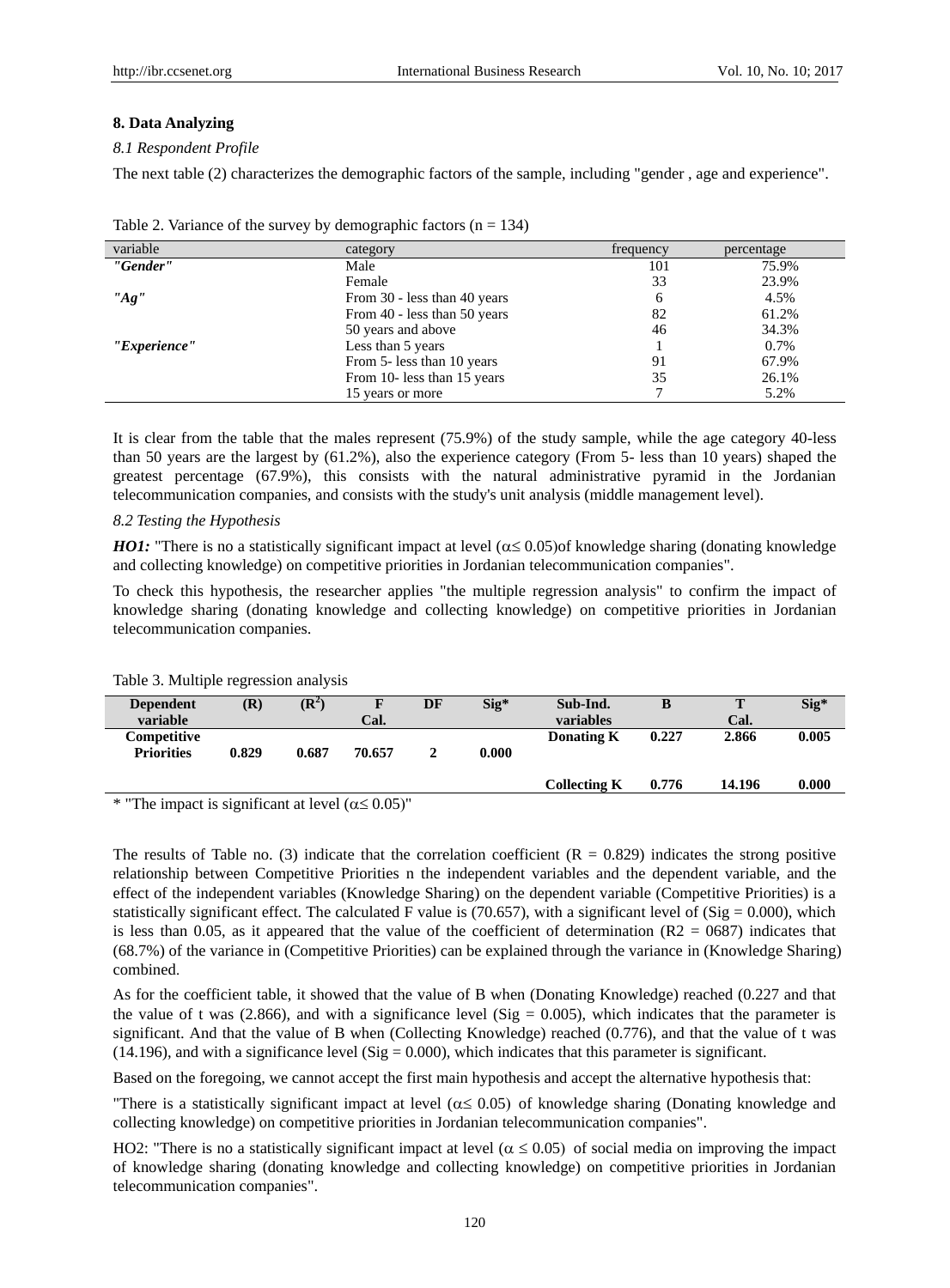## 8. Data Analyzing

### *8.1 Respondent Profile*

The next table (2) characterizes the demographic factors of the sample, including "gender , age and experience".

Table 2. Variance of the survey by demographic factors (n = 134)

| variable | category | frequency | percentage |
|---|---|---|---|
| ***"Gender"*** | Male | 101 | 75.9% |
| | Female | 33 | 23.9% |
| ***"Ag"*** | From 30 - less than 40 years | 6 | 4.5% |
| | From 40 - less than 50 years | 82 | 61.2% |
| | 50 years and above | 46 | 34.3% |
| ***"Experience"*** | Less than 5 years | 1 | 0.7% |
| | From 5- less than 10 years | 91 | 67.9% |
| | From 10- less than 15 years | 35 | 26.1% |
| | 15 years or more | 7 | 5.2% |

It is clear from the table that the males represent (75.9%) of the study sample, while the age category 40-less than 50 years are the largest by (61.2%), also the experience category (From 5- less than 10 years) shaped the greatest percentage (67.9%), this consists with the natural administrative pyramid in the Jordanian telecommunication companies, and consists with the study's unit analysis (middle management level).

### *8.2 Testing the Hypothesis*

***HO1:*** "There is no a statistically significant impact at level ($\alpha \leq 0.05$)of knowledge sharing (donating knowledge and collecting knowledge) on competitive priorities in Jordanian telecommunication companies".

To check this hypothesis, the researcher applies "the multiple regression analysis" to confirm the impact of knowledge sharing (donating knowledge and collecting knowledge) on competitive priorities in Jordanian telecommunication companies.

Table 3. Multiple regression analysis

| Dependent variable | (R) | ($R^2$) | F Cal. | DF | Sig* | Sub-Ind. variables | B | T Cal. | Sig* |
|---|---|---|---|---|---|---|---|---|---|
| Competitive Priorities | 0.829 | 0.687 | 70.657 | 2 | 0.000 | Donating K | 0.227 | 2.866 | 0.005 |
| | | | | | | Collecting K | 0.776 | 14.196 | 0.000 |

* "The impact is significant at level ($\alpha \leq 0.05$)"

The results of Table no. (3) indicate that the correlation coefficient (R = 0.829) indicates the strong positive relationship between Competitive Priorities n the independent variables and the dependent variable, and the effect of the independent variables (Knowledge Sharing) on the dependent variable (Competitive Priorities) is a statistically significant effect. The calculated F value is (70.657), with a significant level of (Sig = 0.000), which is less than 0.05, as it appeared that the value of the coefficient of determination (R2 = 0687) indicates that (68.7%) of the variance in (Competitive Priorities) can be explained through the variance in (Knowledge Sharing) combined.

As for the coefficient table, it showed that the value of B when (Donating Knowledge) reached (0.227 and that the value of t was (2.866), and with a significance level (Sig = 0.005), which indicates that the parameter is significant. And that the value of B when (Collecting Knowledge) reached (0.776), and that the value of t was (14.196), and with a significance level (Sig = 0.000), which indicates that this parameter is significant.

Based on the foregoing, we cannot accept the first main hypothesis and accept the alternative hypothesis that:

"There is a statistically significant impact at level ($\alpha \leq 0.05$) of knowledge sharing (Donating knowledge and collecting knowledge) on competitive priorities in Jordanian telecommunication companies".

HO2: "There is no a statistically significant impact at level ($\alpha \leq 0.05$) of social media on improving the impact of knowledge sharing (donating knowledge and collecting knowledge) on competitive priorities in Jordanian telecommunication companies".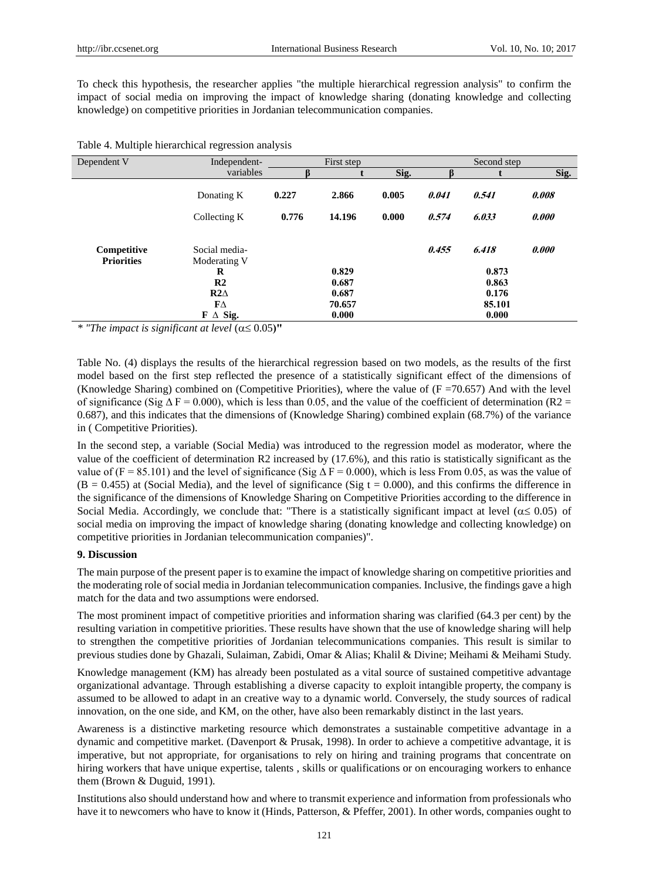To check this hypothesis, the researcher applies "the multiple hierarchical regression analysis" to confirm the impact of social media on improving the impact of knowledge sharing (donating knowledge and collecting knowledge) on competitive priorities in Jordanian telecommunication companies.

Table 4. Multiple hierarchical regression analysis

| Dependent V | Independent-variables | First step | | | Second step | | |
|---|---|---|---|---|---|---|---|
| | | β | t | Sig. | β | t | Sig. |
| | Donating K | **0.227** | **2.866** | **0.005** | ***0.041*** | ***0.541*** | ***0.008*** |
| | Collecting K | **0.776** | **14.196** | **0.000** | ***0.574*** | ***6.033*** | ***0.000*** |
| **Competitive Priorities** | Social media-Moderating V | | | | ***0.455*** | ***6.418*** | ***0.000*** |
| | **R** | | **0.829** | | | **0.873** | |
| | **R2** | | **0.687** | | | **0.863** | |
| | **R2∆** | | **0.687** | | | **0.176** | |
| | **F∆** | | **70.657** | | | **85.101** | |
| | **F ∆ Sig.** | | **0.000** | | | **0.000** | |

*\* "The impact is significant at level* ($\alpha \leq 0.05$)**"**

Table No. (4) displays the results of the hierarchical regression based on two models, as the results of the first model based on the first step reflected the presence of a statistically significant effect of the dimensions of (Knowledge Sharing) combined on (Competitive Priorities), where the value of (F =70.657) And with the level of significance (Sig $\Delta$ F = 0.000), which is less than 0.05, and the value of the coefficient of determination ($R2 = 0.687$), and this indicates that the dimensions of (Knowledge Sharing) combined explain (68.7%) of the variance in ( Competitive Priorities).

In the second step, a variable (Social Media) was introduced to the regression model as moderator, where the value of the coefficient of determination R2 increased by (17.6%), and this ratio is statistically significant as the value of (F = 85.101) and the level of significance (Sig $\Delta$ F = 0.000), which is less From 0.05, as was the value of (B = 0.455) at (Social Media), and the level of significance (Sig t = 0.000), and this confirms the difference in the significance of the dimensions of Knowledge Sharing on Competitive Priorities according to the difference in Social Media. Accordingly, we conclude that: "There is a statistically significant impact at level ($\alpha \leq 0.05$) of social media on improving the impact of knowledge sharing (donating knowledge and collecting knowledge) on competitive priorities in Jordanian telecommunication companies)".

**9. Discussion**

The main purpose of the present paper is to examine the impact of knowledge sharing on competitive priorities and the moderating role of social media in Jordanian telecommunication companies. Inclusive, the findings gave a high match for the data and two assumptions were endorsed.

The most prominent impact of competitive priorities and information sharing was clarified (64.3 per cent) by the resulting variation in competitive priorities. These results have shown that the use of knowledge sharing will help to strengthen the competitive priorities of Jordanian telecommunications companies. This result is similar to previous studies done by Ghazali, Sulaiman, Zabidi, Omar & Alias; Khalil & Divine; Meihami & Meihami Study.

Knowledge management (KM) has already been postulated as a vital source of sustained competitive advantage organizational advantage. Through establishing a diverse capacity to exploit intangible property, the company is assumed to be allowed to adapt in an creative way to a dynamic world. Conversely, the study sources of radical innovation, on the one side, and KM, on the other, have also been remarkably distinct in the last years.

Awareness is a distinctive marketing resource which demonstrates a sustainable competitive advantage in a dynamic and competitive market. (Davenport & Prusak, 1998). In order to achieve a competitive advantage, it is imperative, but not appropriate, for organisations to rely on hiring and training programs that concentrate on hiring workers that have unique expertise, talents , skills or qualifications or on encouraging workers to enhance them (Brown & Duguid, 1991).

Institutions also should understand how and where to transmit experience and information from professionals who have it to newcomers who have to know it (Hinds, Patterson, & Pfeffer, 2001). In other words, companies ought to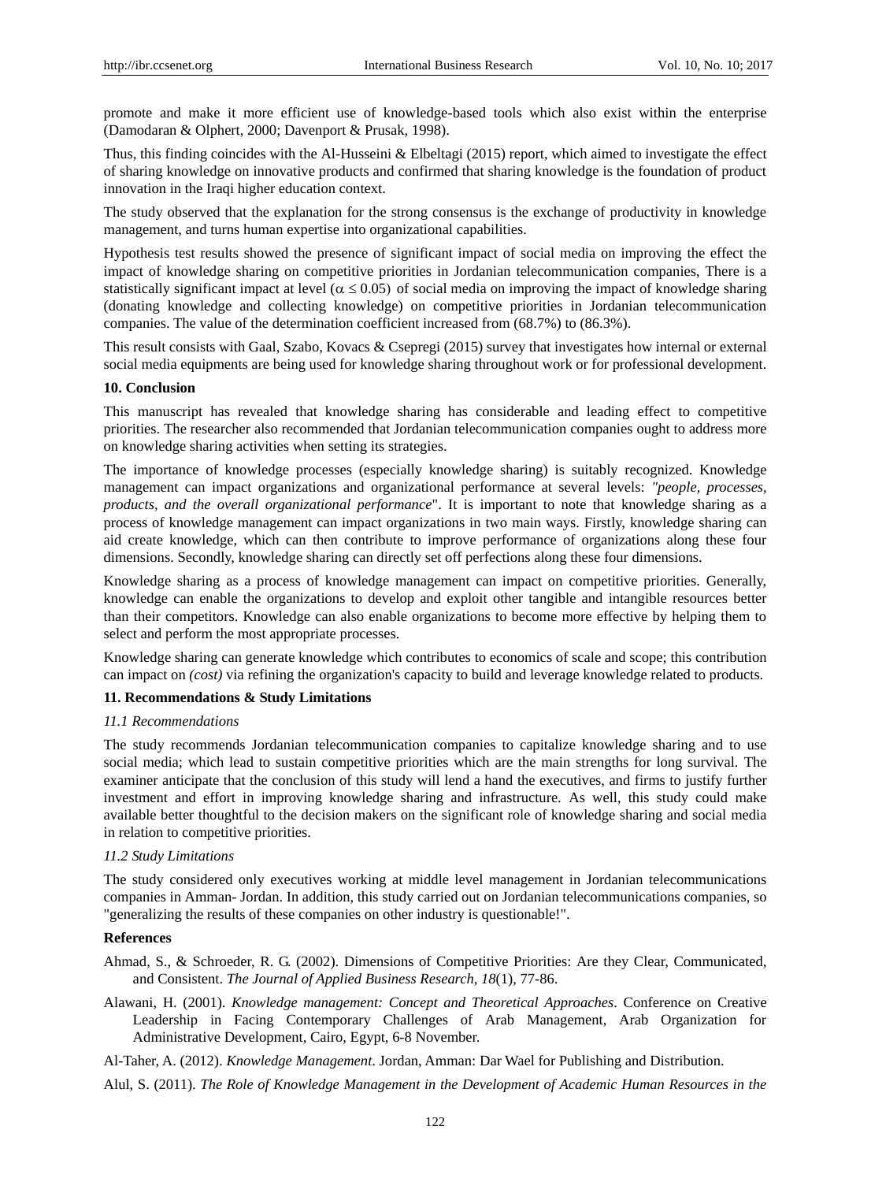promote and make it more efficient use of knowledge-based tools which also exist within the enterprise (Damodaran & Olphert, 2000; Davenport & Prusak, 1998).

Thus, this finding coincides with the Al-Husseini & Elbeltagi (2015) report, which aimed to investigate the effect of sharing knowledge on innovative products and confirmed that sharing knowledge is the foundation of product innovation in the Iraqi higher education context.

The study observed that the explanation for the strong consensus is the exchange of productivity in knowledge management, and turns human expertise into organizational capabilities.

Hypothesis test results showed the presence of significant impact of social media on improving the effect the impact of knowledge sharing on competitive priorities in Jordanian telecommunication companies, There is a statistically significant impact at level ($\alpha \leq 0.05$) of social media on improving the impact of knowledge sharing (donating knowledge and collecting knowledge) on competitive priorities in Jordanian telecommunication companies. The value of the determination coefficient increased from (68.7%) to (86.3%).

This result consists with Gaal, Szabo, Kovacs & Csepregi (2015) survey that investigates how internal or external social media equipments are being used for knowledge sharing throughout work or for professional development.

## 10. Conclusion

This manuscript has revealed that knowledge sharing has considerable and leading effect to competitive priorities. The researcher also recommended that Jordanian telecommunication companies ought to address more on knowledge sharing activities when setting its strategies.

The importance of knowledge processes (especially knowledge sharing) is suitably recognized. Knowledge management can impact organizations and organizational performance at several levels: *"people, processes, products, and the overall organizational performance*". It is important to note that knowledge sharing as a process of knowledge management can impact organizations in two main ways. Firstly, knowledge sharing can aid create knowledge, which can then contribute to improve performance of organizations along these four dimensions. Secondly, knowledge sharing can directly set off perfections along these four dimensions.

Knowledge sharing as a process of knowledge management can impact on competitive priorities. Generally, knowledge can enable the organizations to develop and exploit other tangible and intangible resources better than their competitors. Knowledge can also enable organizations to become more effective by helping them to select and perform the most appropriate processes.

Knowledge sharing can generate knowledge which contributes to economics of scale and scope; this contribution can impact on *(cost)* via refining the organization's capacity to build and leverage knowledge related to products.

## 11. Recommendations & Study Limitations

### *11.1 Recommendations*

The study recommends Jordanian telecommunication companies to capitalize knowledge sharing and to use social media; which lead to sustain competitive priorities which are the main strengths for long survival. The examiner anticipate that the conclusion of this study will lend a hand the executives, and firms to justify further investment and effort in improving knowledge sharing and infrastructure. As well, this study could make available better thoughtful to the decision makers on the significant role of knowledge sharing and social media in relation to competitive priorities.

### *11.2 Study Limitations*

The study considered only executives working at middle level management in Jordanian telecommunications companies in Amman- Jordan. In addition, this study carried out on Jordanian telecommunications companies, so "generalizing the results of these companies on other industry is questionable!".

## References

Ahmad, S., & Schroeder, R. G. (2002). Dimensions of Competitive Priorities: Are they Clear, Communicated, and Consistent. *The Journal of Applied Business Research*, *18*(1), 77-86.

Alawani, H. (2001). *Knowledge management: Concept and Theoretical Approaches*. Conference on Creative Leadership in Facing Contemporary Challenges of Arab Management, Arab Organization for Administrative Development, Cairo, Egypt, 6-8 November.

Al-Taher, A. (2012). *Knowledge Management*. Jordan, Amman: Dar Wael for Publishing and Distribution.

Alul, S. (2011). *The Role of Knowledge Management in the Development of Academic Human Resources in the*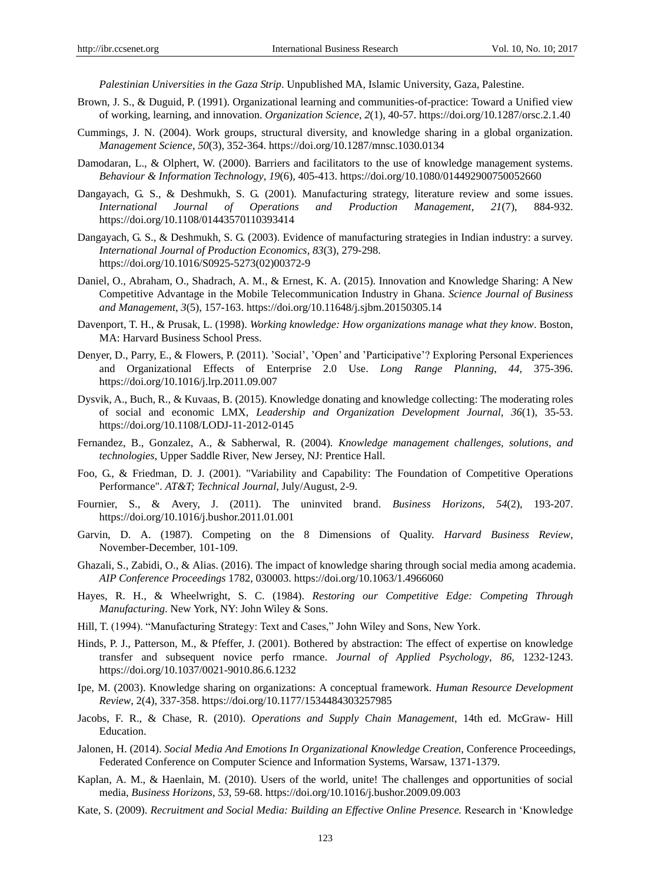*Palestinian Universities in the Gaza Strip*. Unpublished MA, Islamic University, Gaza, Palestine.

Brown, J. S., & Duguid, P. (1991). Organizational learning and communities-of-practice: Toward a Unified view of working, learning, and innovation. *Organization Science*, *2*(1), 40-57. https://doi.org/10.1287/orsc.2.1.40

Cummings, J. N. (2004). Work groups, structural diversity, and knowledge sharing in a global organization. *Management Science*, *50*(3), 352-364. https://doi.org/10.1287/mnsc.1030.0134

Damodaran, L., & Olphert, W. (2000). Barriers and facilitators to the use of knowledge management systems. *Behaviour & Information Technology*, *19*(6), 405-413. https://doi.org/10.1080/014492900750052660

Dangayach, G. S., & Deshmukh, S. G. (2001). Manufacturing strategy, literature review and some issues. *International Journal of Operations and Production Management*, *21*(7), 884-932. https://doi.org/10.1108/01443570110393414

Dangayach, G. S., & Deshmukh, S. G. (2003). Evidence of manufacturing strategies in Indian industry: a survey. *International Journal of Production Economics*, *83*(3), 279-298. https://doi.org/10.1016/S0925-5273(02)00372-9

Daniel, O., Abraham, O., Shadrach, A. M., & Ernest, K. A. (2015). Innovation and Knowledge Sharing: A New Competitive Advantage in the Mobile Telecommunication Industry in Ghana. *Science Journal of Business and Management*, *3*(5), 157-163. https://doi.org/10.11648/j.sjbm.20150305.14

Davenport, T. H., & Prusak, L. (1998). *Working knowledge: How organizations manage what they know*. Boston, MA: Harvard Business School Press.

Denyer, D., Parry, E., & Flowers, P. (2011). 'Social', 'Open' and 'Participative'? Exploring Personal Experiences and Organizational Effects of Enterprise 2.0 Use. *Long Range Planning, 44,* 375-396. https://doi.org/10.1016/j.lrp.2011.09.007

Dysvik, A., Buch, R., & Kuvaas, B. (2015). Knowledge donating and knowledge collecting: The moderating roles of social and economic LMX, *Leadership and Organization Development Journal, 36*(1), 35-53. https://doi.org/10.1108/LODJ-11-2012-0145

Fernandez, B., Gonzalez, A., & Sabherwal, R. (2004). *Knowledge management challenges, solutions, and technologies*, Upper Saddle River, New Jersey, NJ: Prentice Hall.

Foo, G., & Friedman, D. J. (2001). "Variability and Capability: The Foundation of Competitive Operations Performance". *AT&T; Technical Journal*, July/August, 2-9.

Fournier, S., & Avery, J. (2011). The uninvited brand. *Business Horizons*, *54*(2), 193-207. https://doi.org/10.1016/j.bushor.2011.01.001

Garvin, D. A. (1987). Competing on the 8 Dimensions of Quality. *Harvard Business Review*, November-December, 101-109.

Ghazali, S., Zabidi, O., & Alias. (2016). The impact of knowledge sharing through social media among academia. *AIP Conference Proceedings* 1782, 030003. https://doi.org/10.1063/1.4966060

Hayes, R. H., & Wheelwright, S. C. (1984). *Restoring our Competitive Edge: Competing Through Manufacturing*. New York, NY: John Wiley & Sons.

Hill, T. (1994). "Manufacturing Strategy: Text and Cases," John Wiley and Sons, New York.

Hinds, P. J., Patterson, M., & Pfeffer, J. (2001). Bothered by abstraction: The effect of expertise on knowledge transfer and subsequent novice perfo rmance. *Journal of Applied Psychology*, *86,* 1232-1243. https://doi.org/10.1037/0021-9010.86.6.1232

Ipe, M. (2003). Knowledge sharing on organizations: A conceptual framework. *Human Resource Development Review*, 2(4), 337-358. https://doi.org/10.1177/1534484303257985

Jacobs, F. R., & Chase, R. (2010). *Operations and Supply Chain Management*, 14th ed. McGraw- Hill Education.

Jalonen, H. (2014). *Social Media And Emotions In Organizational Knowledge Creation*, Conference Proceedings, Federated Conference on Computer Science and Information Systems, Warsaw, 1371-1379.

Kaplan, A. M., & Haenlain, M. (2010). Users of the world, unite! The challenges and opportunities of social media, *Business Horizons*, *53*, 59-68. https://doi.org/10.1016/j.bushor.2009.09.003

Kate, S. (2009). *Recruitment and Social Media: Building an Effective Online Presence.* Research in 'Knowledge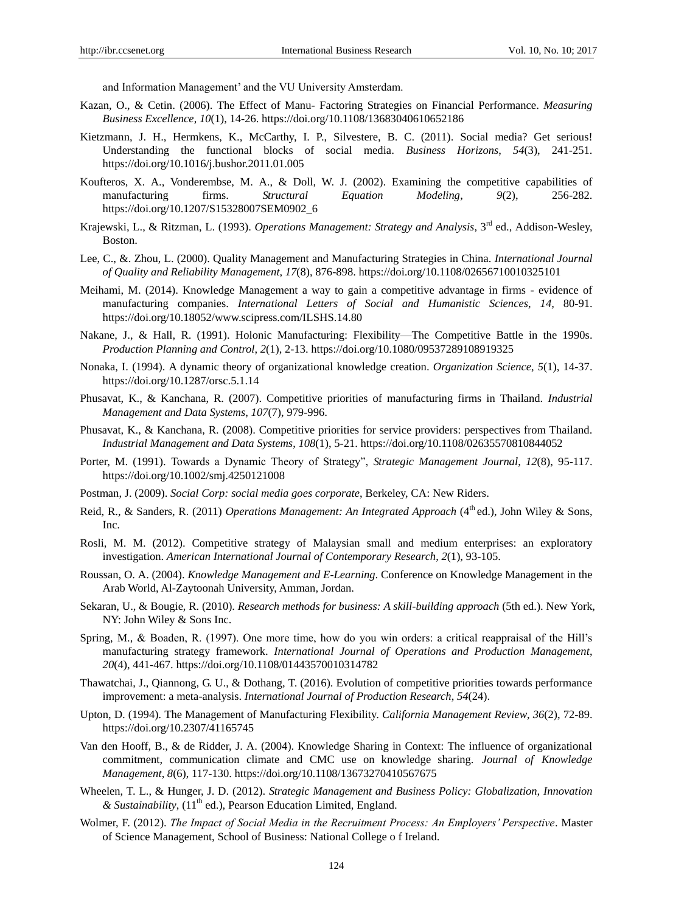and Information Management' and the VU University Amsterdam.

Kazan, O., & Cetin. (2006). The Effect of Manu- Factoring Strategies on Financial Performance. *Measuring Business Excellence*, *10*(1), 14-26. https://doi.org/10.1108/13683040610652186

Kietzmann, J. H., Hermkens, K., McCarthy, I. P., Silvestere, B. C. (2011). Social media? Get serious! Understanding the functional blocks of social media. *Business Horizons*, *54*(3), 241-251. https://doi.org/10.1016/j.bushor.2011.01.005

Koufteros, X. A., Vonderembse, M. A., & Doll, W. J. (2002). Examining the competitive capabilities of manufacturing firms. *Structural Equation Modeling*, *9*(2), 256-282. https://doi.org/10.1207/S15328007SEM0902_6

Krajewski, L., & Ritzman, L. (1993). *Operations Management: Strategy and Analysis*, 3rd ed., Addison-Wesley, Boston.

Lee, C., &. Zhou, L. (2000). Quality Management and Manufacturing Strategies in China. *International Journal of Quality and Reliability Management*, *17*(8), 876-898. https://doi.org/10.1108/02656710010325101

Meihami, M. (2014). Knowledge Management a way to gain a competitive advantage in firms - evidence of manufacturing companies. *International Letters of Social and Humanistic Sciences*, *14*, 80-91. https://doi.org/10.18052/www.scipress.com/ILSHS.14.80

Nakane, J., & Hall, R. (1991). Holonic Manufacturing: Flexibility—The Competitive Battle in the 1990s. *Production Planning and Control*, *2*(1), 2-13. https://doi.org/10.1080/09537289108919325

Nonaka, I. (1994). A dynamic theory of organizational knowledge creation. *Organization Science*, *5*(1), 14-37. https://doi.org/10.1287/orsc.5.1.14

Phusavat, K., & Kanchana, R. (2007). Competitive priorities of manufacturing firms in Thailand. *Industrial Management and Data Systems*, *107*(7), 979-996.

Phusavat, K., & Kanchana, R. (2008). Competitive priorities for service providers: perspectives from Thailand. *Industrial Management and Data Systems*, *108*(1), 5-21. https://doi.org/10.1108/02635570810844052

Porter, M. (1991). Towards a Dynamic Theory of Strategy", *Strategic Management Journal*, *12*(8), 95-117. https://doi.org/10.1002/smj.4250121008

Postman, J. (2009). *Social Corp: social media goes corporate*, Berkeley, CA: New Riders.

Reid, R., & Sanders, R. (2011) *Operations Management: An Integrated Approach* (4th ed.), John Wiley & Sons, Inc.

Rosli, M. M. (2012). Competitive strategy of Malaysian small and medium enterprises: an exploratory investigation. *American International Journal of Contemporary Research*, *2*(1), 93-105.

Roussan, O. A. (2004). *Knowledge Management and E-Learning*. Conference on Knowledge Management in the Arab World, Al-Zaytoonah University, Amman, Jordan.

Sekaran, U., & Bougie, R. (2010). *Research methods for business: A skill-building approach* (5th ed.). New York, NY: John Wiley & Sons Inc.

Spring, M., & Boaden, R. (1997). One more time, how do you win orders: a critical reappraisal of the Hill's manufacturing strategy framework. *International Journal of Operations and Production Management*, *20*(4), 441-467. https://doi.org/10.1108/01443570010314782

Thawatchai, J., Qiannong, G. U., & Dothang, T. (2016). Evolution of competitive priorities towards performance improvement: a meta-analysis. *International Journal of Production Research*, *54*(24).

Upton, D. (1994). The Management of Manufacturing Flexibility. *California Management Review*, *36*(2), 72-89. https://doi.org/10.2307/41165745

Van den Hooff, B., & de Ridder, J. A. (2004). Knowledge Sharing in Context: The influence of organizational commitment, communication climate and CMC use on knowledge sharing. *Journal of Knowledge Management*, *8*(6), 117-130. https://doi.org/10.1108/13673270410567675

Wheelen, T. L., & Hunger, J. D. (2012). *Strategic Management and Business Policy: Globalization, Innovation & Sustainability*, (11th ed.), Pearson Education Limited, England.

Wolmer, F. (2012). *The Impact of Social Media in the Recruitment Process: An Employers' Perspective*. Master of Science Management, School of Business: National College o f Ireland.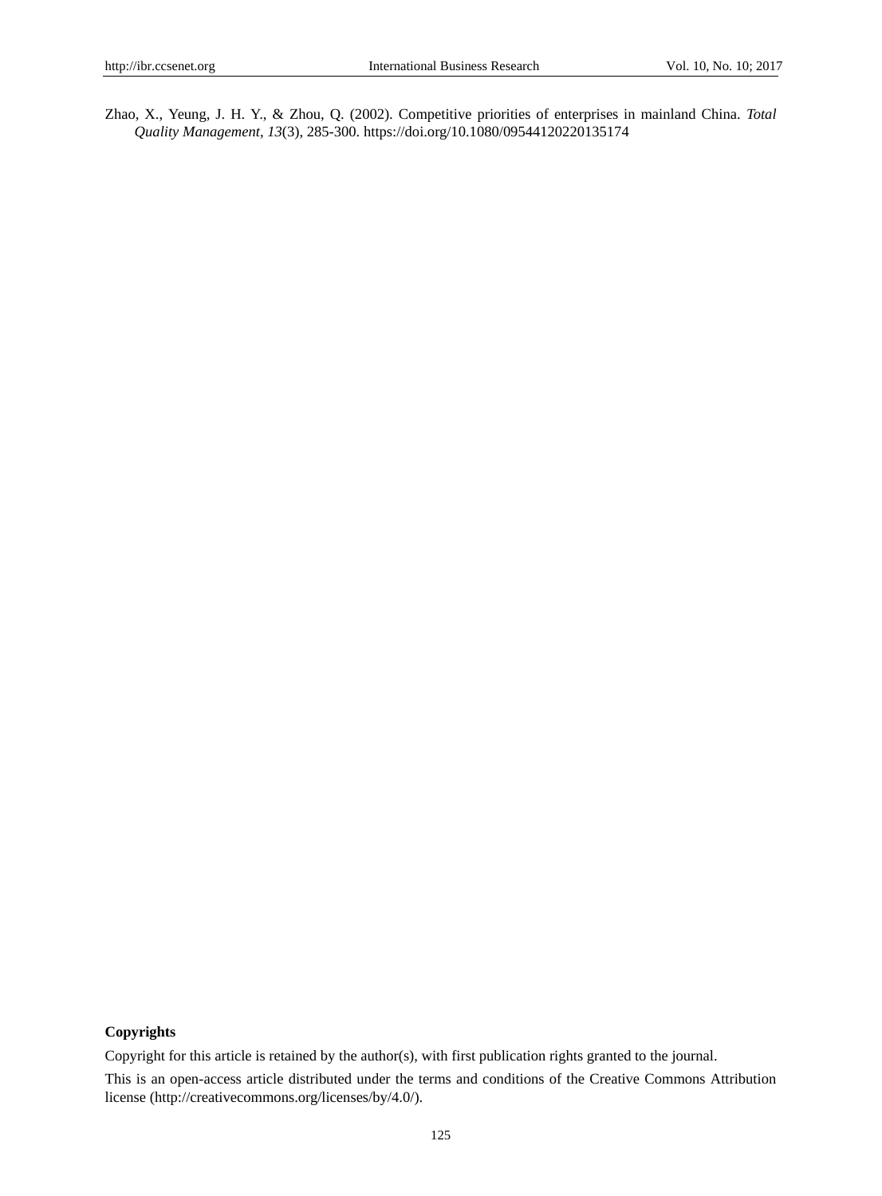Zhao, X., Yeung, J. H. Y., & Zhou, Q. (2002). Competitive priorities of enterprises in mainland China. *Total Quality Management*, *13*(3), 285-300. https://doi.org/10.1080/09544120220135174

**Copyrights**

Copyright for this article is retained by the author(s), with first publication rights granted to the journal.

This is an open-access article distributed under the terms and conditions of the Creative Commons Attribution license (http://creativecommons.org/licenses/by/4.0/).